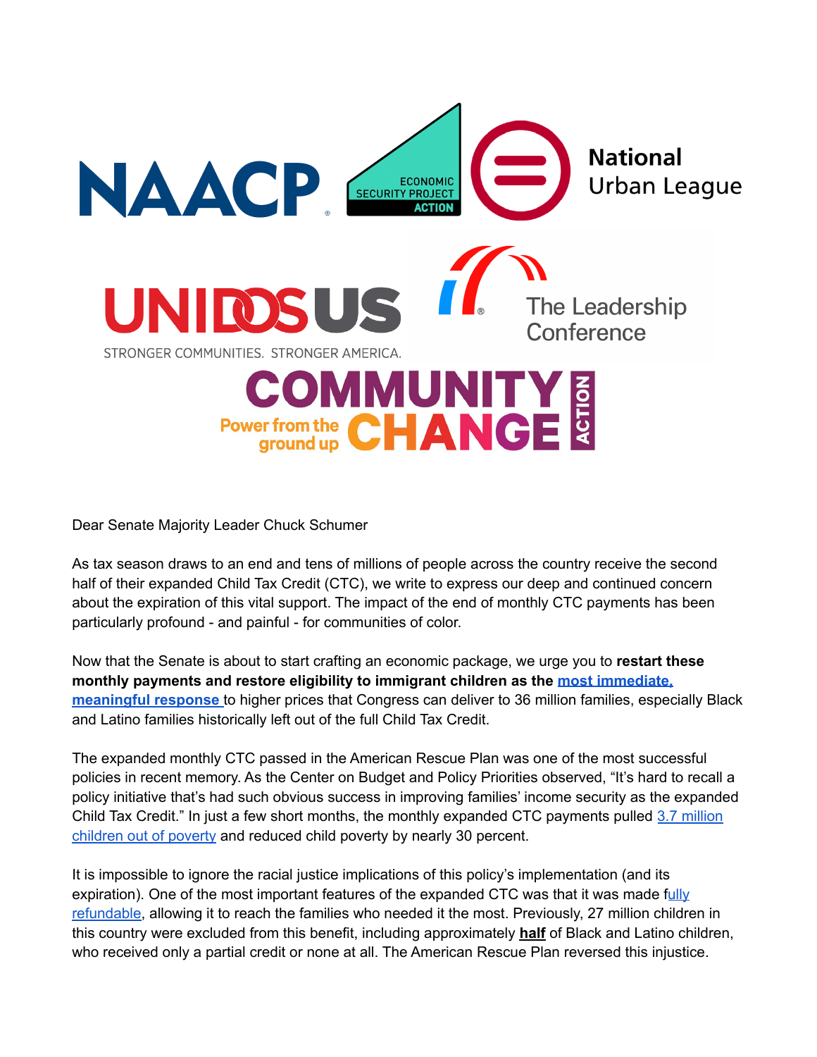Dear Senate Majority Leader Chuck Schumer

As tax season draws to an end and tens of millions of people across the country receive the second half of their expanded Child Tax Credit (CTC), we write to express our deep and continued concern about the expiration of this vital support. The impact of the end of monthly CTC payments has been particularly profound - and painful - for communities of color.

Now that the Senate is about to start crafting an economic package, we urge you to **restart these monthly payments and restore eligibility to immigrant children as the most immediate, meaningful response** to higher prices that Congress can deliver to 36 million families, especially Black and Latino families historically left out of the full Child Tax Credit.

The expanded monthly CTC passed in the American Rescue Plan was one of the most successful policies in recent memory. As the Center on Budget and Policy Priorities observed, "It's hard to recall a policy initiative that's had such obvious success in improving families' income security as the expanded Child Tax Credit." In just a few short months, the monthly expanded CTC payments pulled 3.7 million children out of poverty and reduced child poverty by nearly 30 percent.

It is impossible to ignore the racial justice implications of this policy's implementation (and its expiration). One of the most important features of the expanded CTC was that it was made fully refundable, allowing it to reach the families who needed it the most. Previously, 27 million children in this country were excluded from this benefit, including approximately **half** of Black and Latino children, who received only a partial credit or none at all. The American Rescue Plan reversed this injustice.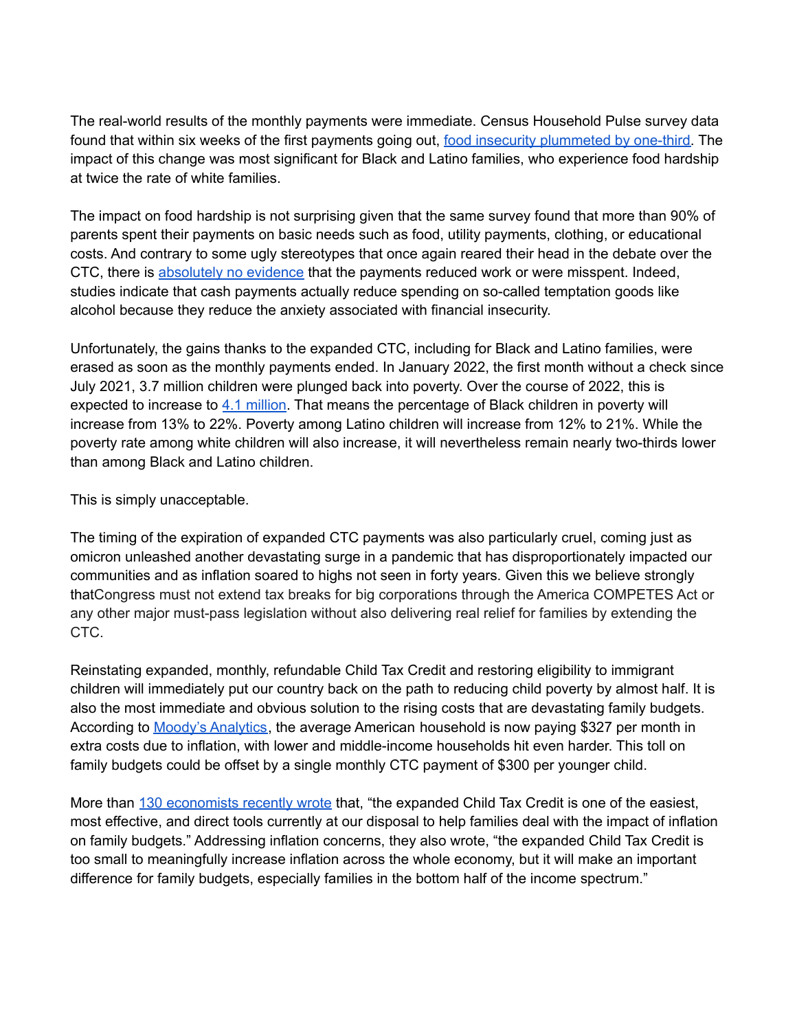The real-world results of the monthly payments were immediate. Census Household Pulse survey data found that within six weeks of the first payments going out, food insecurity plummeted by one-third. The impact of this change was most significant for Black and Latino families, who experience food hardship at twice the rate of white families.

The impact on food hardship is not surprising given that the same survey found that more than 90% of parents spent their payments on basic needs such as food, utility payments, clothing, or educational costs. And contrary to some ugly stereotypes that once again reared their head in the debate over the CTC, there is absolutely no evidence that the payments reduced work or were misspent. Indeed, studies indicate that cash payments actually reduce spending on so-called temptation goods like alcohol because they reduce the anxiety associated with financial insecurity.

Unfortunately, the gains thanks to the expanded CTC, including for Black and Latino families, were erased as soon as the monthly payments ended. In January 2022, the first month without a check since July 2021, 3.7 million children were plunged back into poverty. Over the course of 2022, this is expected to increase to 4.1 million. That means the percentage of Black children in poverty will increase from 13% to 22%. Poverty among Latino children will increase from 12% to 21%. While the poverty rate among white children will also increase, it will nevertheless remain nearly two-thirds lower than among Black and Latino children.

This is simply unacceptable.

The timing of the expiration of expanded CTC payments was also particularly cruel, coming just as omicron unleashed another devastating surge in a pandemic that has disproportionately impacted our communities and as inflation soared to highs not seen in forty years. Given this we believe strongly thatCongress must not extend tax breaks for big corporations through the America COMPETES Act or any other major must-pass legislation without also delivering real relief for families by extending the CTC.

Reinstating expanded, monthly, refundable Child Tax Credit and restoring eligibility to immigrant children will immediately put our country back on the path to reducing child poverty by almost half. It is also the most immediate and obvious solution to the rising costs that are devastating family budgets. According to Moody's Analytics, the average American household is now paying $327 per month in extra costs due to inflation, with lower and middle-income households hit even harder. This toll on family budgets could be offset by a single monthly CTC payment of $300 per younger child.

More than 130 economists recently wrote that, "the expanded Child Tax Credit is one of the easiest, most effective, and direct tools currently at our disposal to help families deal with the impact of inflation on family budgets." Addressing inflation concerns, they also wrote, "the expanded Child Tax Credit is too small to meaningfully increase inflation across the whole economy, but it will make an important difference for family budgets, especially families in the bottom half of the income spectrum."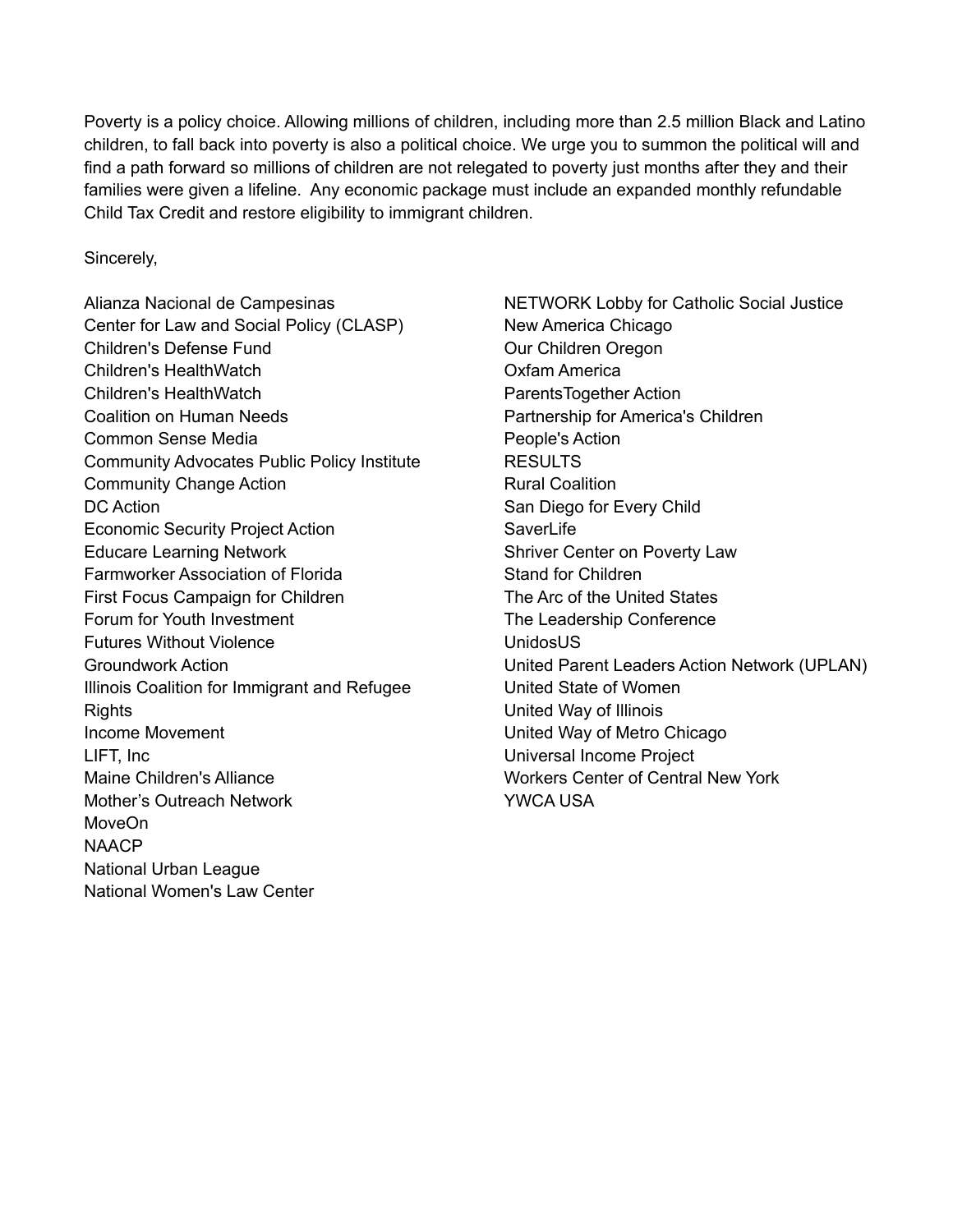Poverty is a policy choice. Allowing millions of children, including more than 2.5 million Black and Latino children, to fall back into poverty is also a political choice. We urge you to summon the political will and find a path forward so millions of children are not relegated to poverty just months after they and their families were given a lifeline. Any economic package must include an expanded monthly refundable Child Tax Credit and restore eligibility to immigrant children.

Sincerely,

Alianza Nacional de Campesinas
Center for Law and Social Policy (CLASP)
Children's Defense Fund
Children's HealthWatch
Children's HealthWatch
Coalition on Human Needs
Common Sense Media
Community Advocates Public Policy Institute
Community Change Action
DC Action
Economic Security Project Action
Educare Learning Network
Farmworker Association of Florida
First Focus Campaign for Children
Forum for Youth Investment
Futures Without Violence
Groundwork Action
Illinois Coalition for Immigrant and Refugee Rights
Income Movement
LIFT, Inc
Maine Children's Alliance
Mother's Outreach Network
MoveOn
NAACP
National Urban League
National Women's Law Center
NETWORK Lobby for Catholic Social Justice
New America Chicago
Our Children Oregon
Oxfam America
ParentsTogether Action
Partnership for America's Children
People's Action
RESULTS
Rural Coalition
San Diego for Every Child
SaverLife
Shriver Center on Poverty Law
Stand for Children
The Arc of the United States
The Leadership Conference
UnidosUS
United Parent Leaders Action Network (UPLAN)
United State of Women
United Way of Illinois
United Way of Metro Chicago
Universal Income Project
Workers Center of Central New York
YWCA USA